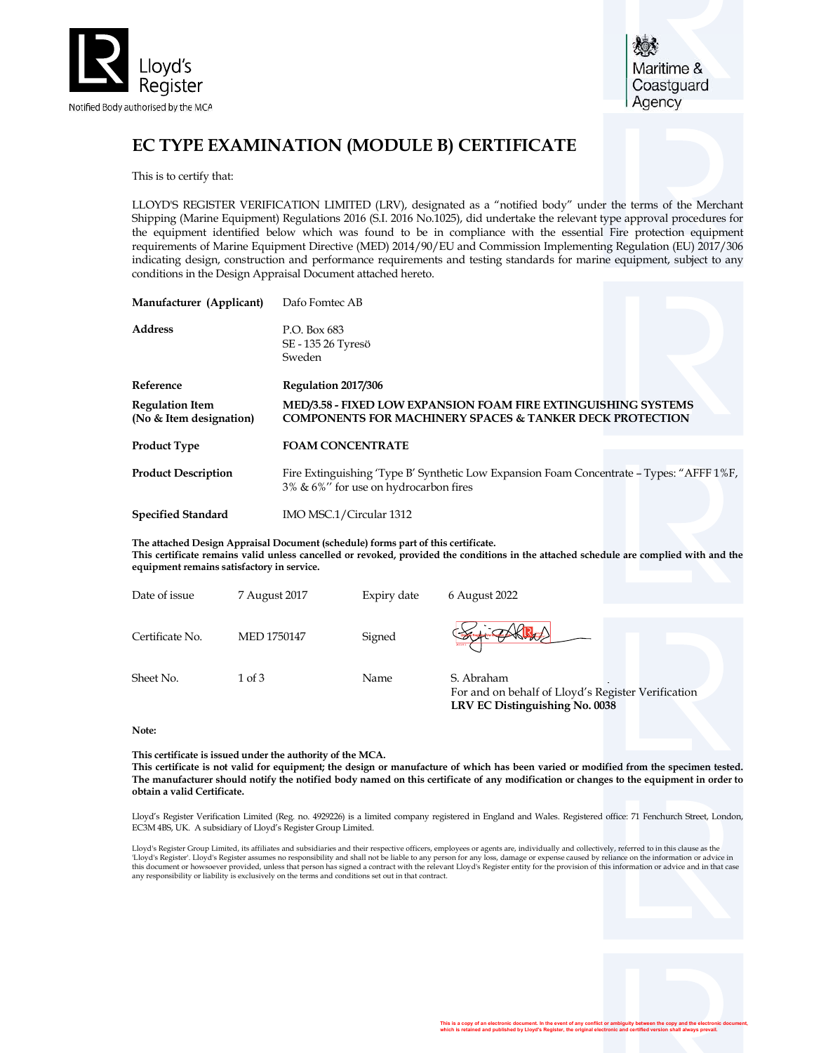Lloyd's Register

Notified Body authorised by the MCA

Maritime & Coastguard Agency

# EC TYPE EXAMINATION (MODULE B) CERTIFICATE

This is to certify that:

LLOYD'S REGISTER VERIFICATION LIMITED (LRV), designated as a "notified body" under the terms of the Merchant Shipping (Marine Equipment) Regulations 2016 (S.I. 2016 No.1025), did undertake the relevant type approval procedures for the equipment identified below which was found to be in compliance with the essential Fire protection equipment requirements of Marine Equipment Directive (MED) 2014/90/EU and Commission Implementing Regulation (EU) 2017/306 indicating design, construction and performance requirements and testing standards for marine equipment, subject to any conditions in the Design Appraisal Document attached hereto.

| | |
|---|---|
| **Manufacturer (Applicant)** | Dafo Fomtec AB |
| **Address** | P.O. Box 683<br>SE - 135 26 Tyresö<br>Sweden |
| **Reference** | **Regulation 2017/306** |
| **Regulation Item**<br>**(No & Item designation)** | **MED/3.58 - FIXED LOW EXPANSION FOAM FIRE EXTINGUISHING SYSTEMS COMPONENTS FOR MACHINERY SPACES & TANKER DECK PROTECTION** |
| **Product Type** | **FOAM CONCENTRATE** |
| **Product Description** | Fire Extinguishing 'Type B' Synthetic Low Expansion Foam Concentrate – Types: "AFFF 1%F, 3% & 6%" for use on hydrocarbon fires |
| **Specified Standard** | IMO MSC.1/Circular 1312 |

**The attached Design Appraisal Document (schedule) forms part of this certificate.**
**This certificate remains valid unless cancelled or revoked, provided the conditions in the attached schedule are complied with and the equipment remains satisfactory in service.**

| | | | |
|---|---|---|---|
| Date of issue | 7 August 2017 | Expiry date | 6 August 2022 |
| Certificate No. | MED 1750147 | Signed | |
| Sheet No. | 1 of 3 | Name | S. Abraham<br>For and on behalf of Lloyd's Register Verification<br>**LRV EC Distinguishing No. 0038** |

**Note:**

**This certificate is issued under the authority of the MCA.**
**This certificate is not valid for equipment; the design or manufacture of which has been varied or modified from the specimen tested. The manufacturer should notify the notified body named on this certificate of any modification or changes to the equipment in order to obtain a valid Certificate.**

Lloyd's Register Verification Limited (Reg. no. 4929226) is a limited company registered in England and Wales. Registered office: 71 Fenchurch Street, London, EC3M 4BS, UK. A subsidiary of Lloyd's Register Group Limited.

Lloyd's Register Group Limited, its affiliates and subsidiaries and their respective officers, employees or agents are, individually and collectively, referred to in this clause as the 'Lloyd's Register'. Lloyd's Register assumes no responsibility and shall not be liable to any person for any loss, damage or expense caused by reliance on the information or advice in this document or howsoever provided, unless that person has signed a contract with the relevant Lloyd's Register entity for the provision of this information or advice and in that case any responsibility or liability is exclusively on the terms and conditions set out in that contract.

This is a copy of an electronic document. In the event of any conflict or ambiguity between the copy and the electronic document, which is retained and published by Lloyd's Register, the original electronic and certified version shall always prevail.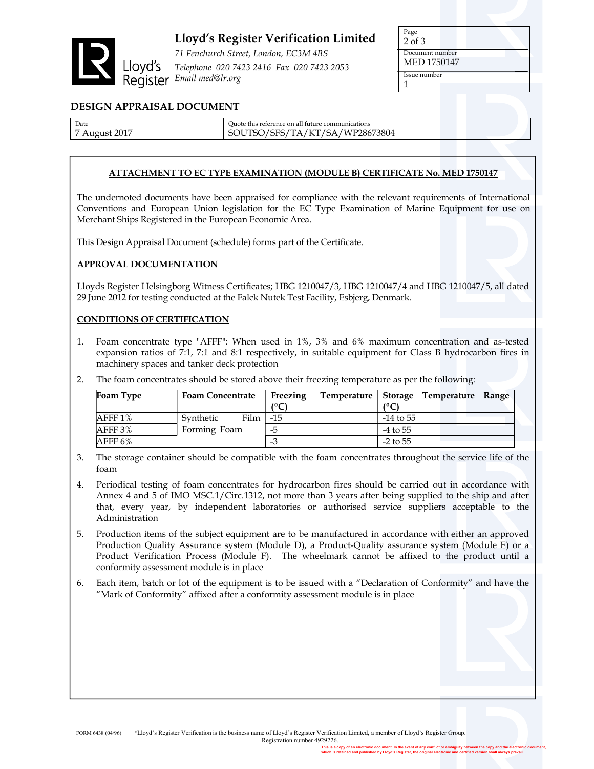**Lloyd's Register Verification Limited**

*71 Fenchurch Street, London, EC3M 4BS*
*Telephone 020 7423 2416 Fax 020 7423 2053*
*Email med@lr.org*

| Document number | Issue number |
|---|---|
| MED 1750147 | 1 |

## DESIGN APPRAISAL DOCUMENT

| Date | Quote this reference on all future communications |
|---|---|
| 7 August 2017 | SOUTSO/SFS/TA/KT/SA/WP28673804 |

### ATTACHMENT TO EC TYPE EXAMINATION (MODULE B) CERTIFICATE No. MED 1750147

The undernoted documents have been appraised for compliance with the relevant requirements of International Conventions and European Union legislation for the EC Type Examination of Marine Equipment for use on Merchant Ships Registered in the European Economic Area.

This Design Appraisal Document (schedule) forms part of the Certificate.

### APPROVAL DOCUMENTATION

Lloyds Register Helsingborg Witness Certificates; HBG 1210047/3, HBG 1210047/4 and HBG 1210047/5, all dated 29 June 2012 for testing conducted at the Falck Nutek Test Facility, Esbjerg, Denmark.

### CONDITIONS OF CERTIFICATION

1. Foam concentrate type "AFFF": When used in 1%, 3% and 6% maximum concentration and as-tested expansion ratios of 7:1, 7:1 and 8:1 respectively, in suitable equipment for Class B hydrocarbon fires in machinery spaces and tanker deck protection

2. The foam concentrates should be stored above their freezing temperature as per the following:

| Foam Type | Foam Concentrate | Freezing Temperature (°C) | Storage Temperature Range (°C) |
|---|---|---|---|
| AFFF 1% | Synthetic Film Forming Foam | -15 | -14 to 55 |
| AFFF 3% | | -5 | -4 to 55 |
| AFFF 6% | | -3 | -2 to 55 |

3. The storage container should be compatible with the foam concentrates throughout the service life of the foam

4. Periodical testing of foam concentrates for hydrocarbon fires should be carried out in accordance with Annex 4 and 5 of IMO MSC.1/Circ.1312, not more than 3 years after being supplied to the ship and after that, every year, by independent laboratories or authorised service suppliers acceptable to the Administration

5. Production items of the subject equipment are to be manufactured in accordance with either an approved Production Quality Assurance system (Module D), a Product-Quality assurance system (Module E) or a Product Verification Process (Module F). The wheelmark cannot be affixed to the product until a conformity assessment module is in place

6. Each item, batch or lot of the equipment is to be issued with a "Declaration of Conformity" and have the "Mark of Conformity" affixed after a conformity assessment module is in place

FORM 6438 (04/96) "Lloyd's Register Verification is the business name of Lloyd's Register Verification Limited, a member of Lloyd's Register Group. Registration number 4929226.

This is a copy of an electronic document. In the event of any conflict or ambiguity between the copy and the electronic document, which is retained and published by Lloyd's Register, the original electronic and certified version shall always prevail.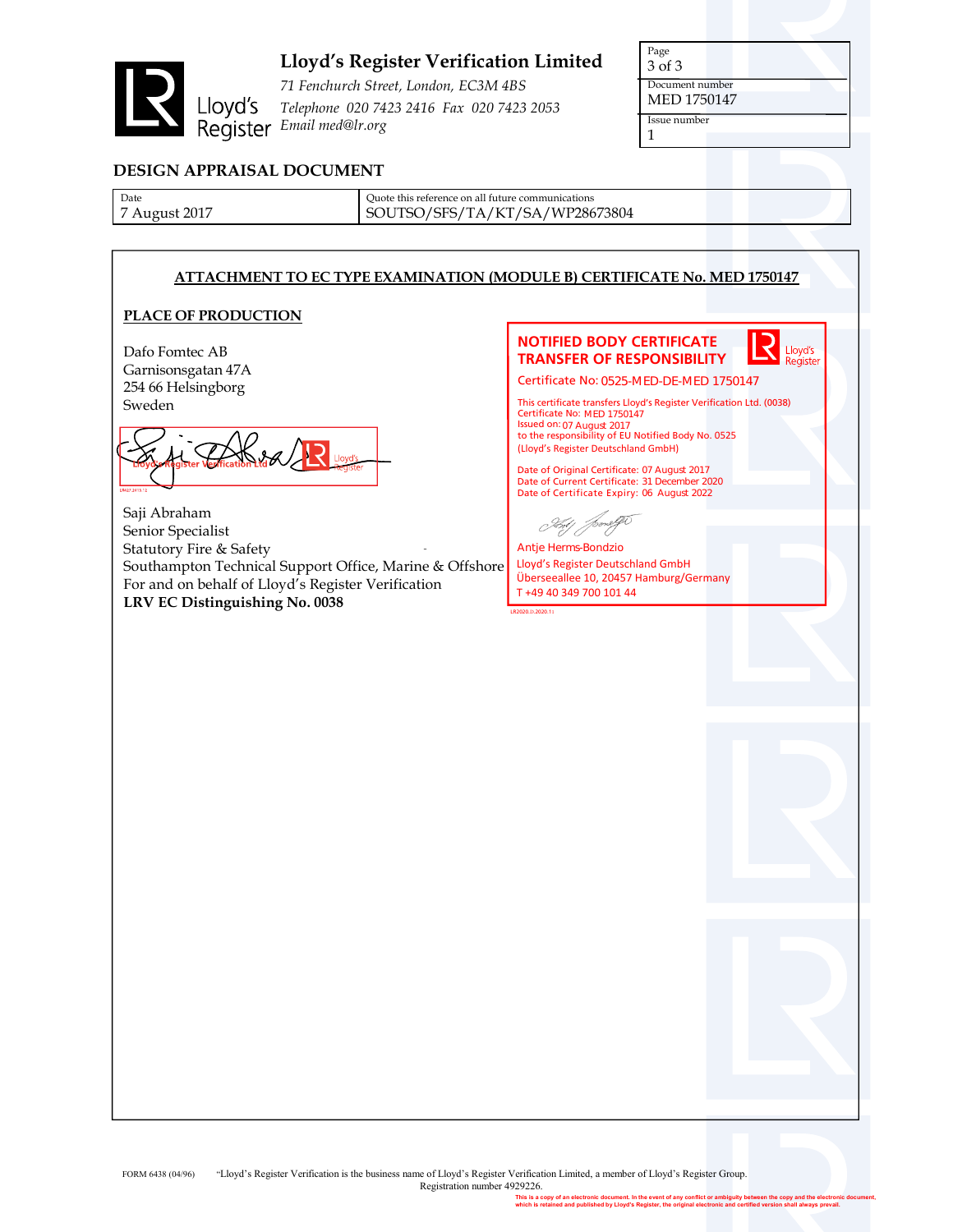**Lloyd's Register Verification Limited**

*71 Fenchurch Street, London, EC3M 4BS*
*Telephone 020 7423 2416 Fax 020 7423 2053*
*Email med@lr.org*

| Document number | Issue number |
| --- | --- |
| MED 1750147 | 1 |

## DESIGN APPRAISAL DOCUMENT

| Date | Quote this reference on all future communications |
| --- | --- |
| 7 August 2017 | SOUTSO/SFS/TA/KT/SA/WP28673804 |

### ATTACHMENT TO EC TYPE EXAMINATION (MODULE B) CERTIFICATE No. MED 1750147

**PLACE OF PRODUCTION**

Dafo Fomtec AB
Garnisonsgatan 47A
254 66 Helsingborg
Sweden

Lloyd's Register Verification Ltd

Saji Abraham
Senior Specialist
Statutory Fire & Safety
Southampton Technical Support Office, Marine & Offshore
For and on behalf of Lloyd's Register Verification
**LRV EC Distinguishing No. 0038**

**NOTIFIED BODY CERTIFICATE TRANSFER OF RESPONSIBILITY**

Certificate No: 0525-MED-DE-MED 1750147

This certificate transfers Lloyd's Register Verification Ltd. (0038)
Certificate No: MED 1750147
Issued on: 07 August 2017
to the responsibility of EU Notified Body No. 0525
(Lloyd's Register Deutschland GmbH)

Date of Original Certificate: 07 August 2017
Date of Current Certificate: 31 December 2020
Date of Certificate Expiry: 06 August 2022

Antje Herms-Bondzio
Lloyd's Register Deutschland GmbH
Überseeallee 10, 20457 Hamburg/Germany
T +49 40 349 700 101 44

FORM 6438 (04/96) "Lloyd's Register Verification is the business name of Lloyd's Register Verification Limited, a member of Lloyd's Register Group. Registration number 4929226.

This is a copy of an electronic document. In the event of any conflict or ambiguity between the copy and the electronic document, which is retained and published by Lloyd's Register, the original electronic and certified version shall always prevail.